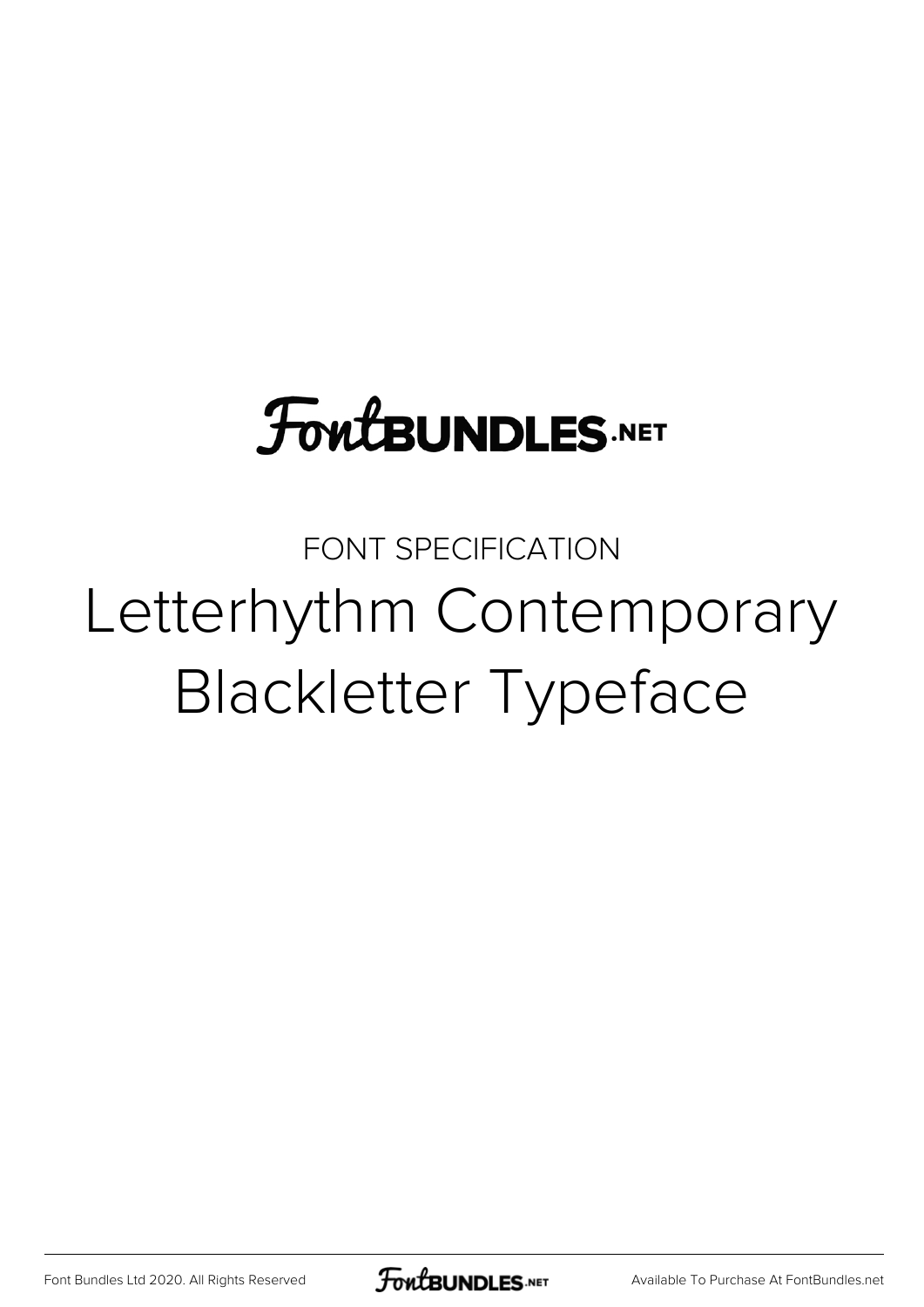FontBUNDLES.NET

FONT SPECIFICATION

# Letterhythm Contemporary Blackletter Typeface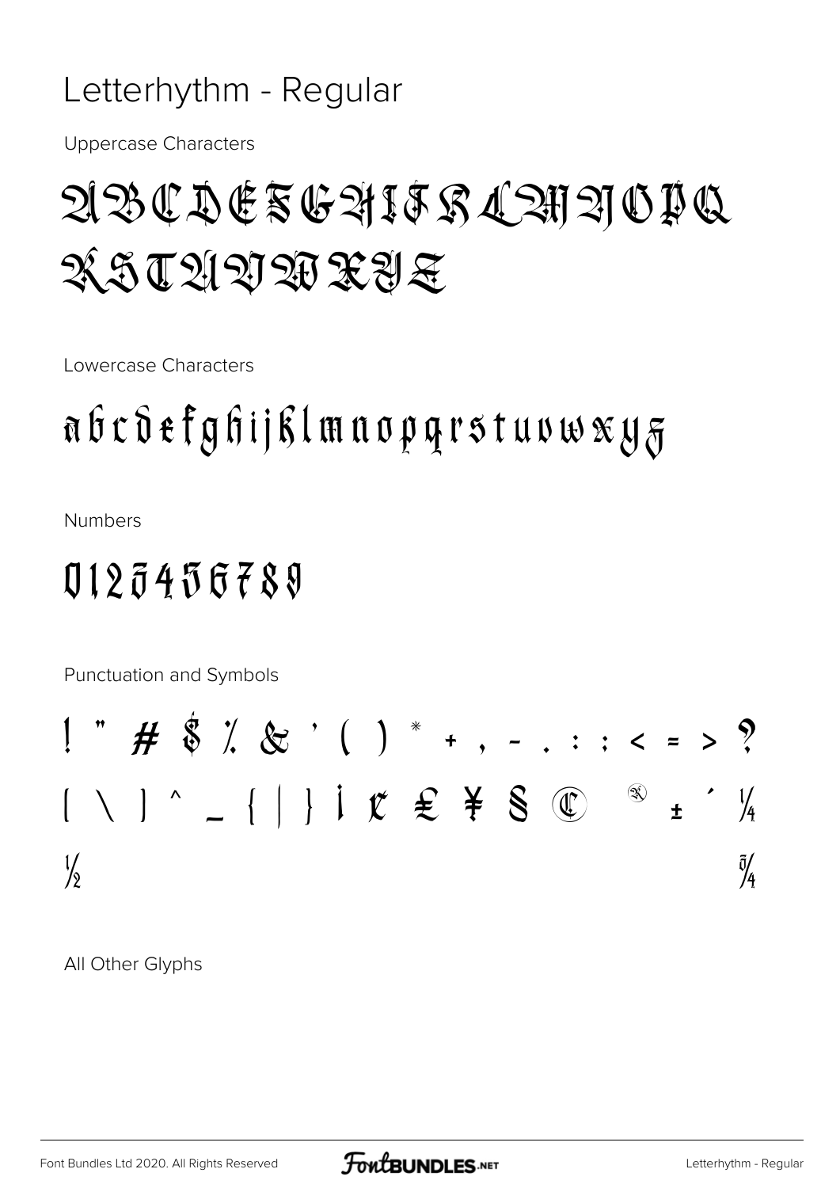# Letterhythm - Regular

Uppercase Characters

ABCDEFGHIJKLMNOPQ
RSTUVWXYZ

Lowercase Characters

abcdefghijklmnopqrstuvwxyz

Numbers

0123456789

Punctuation and Symbols

! " # $ % & ' ( ) * + , - . : ; < = > ?
[ \ ] ^ _ { | } ¡ ¢ £ ¥ § © ® ± ´ ¼
½ ¾

All Other Glyphs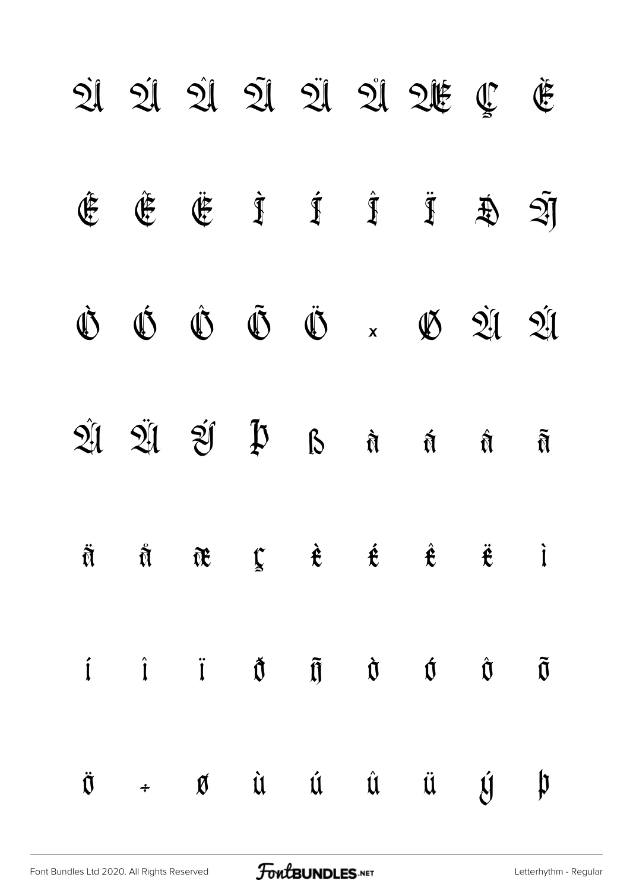À Á Â Ã Ä Å Æ Ç È

É Ê Ë Ì Í Î Ï Ð Ñ

Ò Ó Ô Õ Ö × Ø Ù Ú

Û Ü Ý Þ ß à á â ã

ä å æ ç è é ê ë ì

í î ï ð ñ ò ó ô õ

ö ÷ ø ù ú û ü ý þ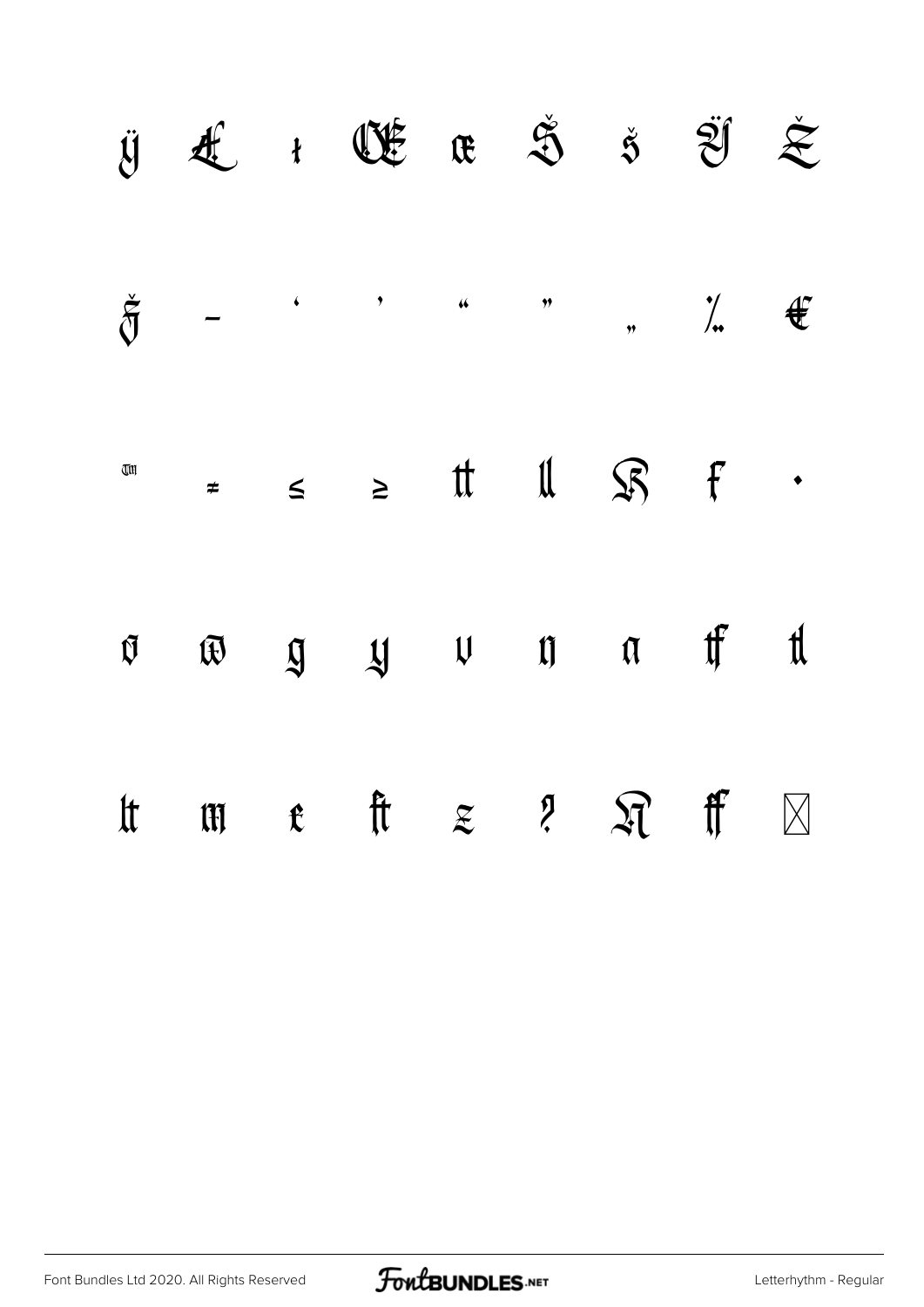ÿ Ł ł Œ œ Š š Ÿ Ž

ž – ' ' " " „ ‰ €

™ ≠ ≤ ≥ tt ll ẞ f •

ö ŵ g y v ŋ n ff tl

lt m e ft z ? ẞ ff ⊠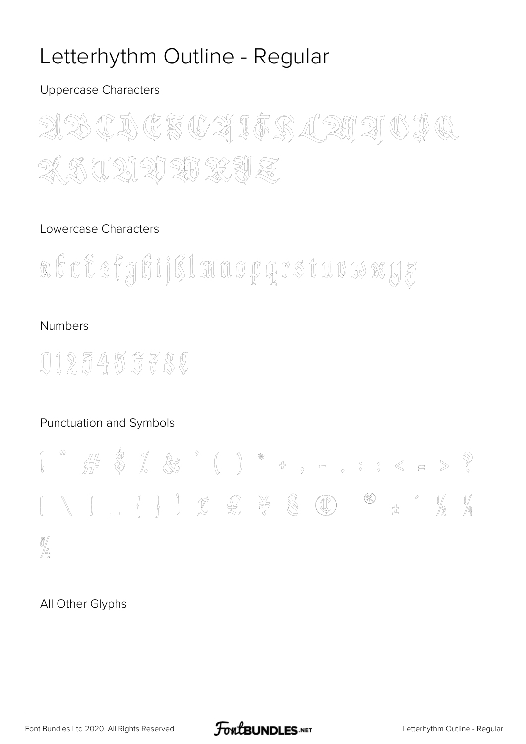# Letterhythm Outline - Regular

Uppercase Characters

A B C D E F G H I J K L M N O P Q R S T U V W X Y Z

Lowercase Characters

a b c d e f g h i j k l m n o p q r s t u v w x y z

Numbers

0 1 2 3 4 5 6 7 8 9

Punctuation and Symbols

! " # $ % & ' ( ) * + , - . : ; < = > ?
[ \ ] _ { } ¡ ¢ £ ¥ § © ® ± ´ ½ ¼
¾

All Other Glyphs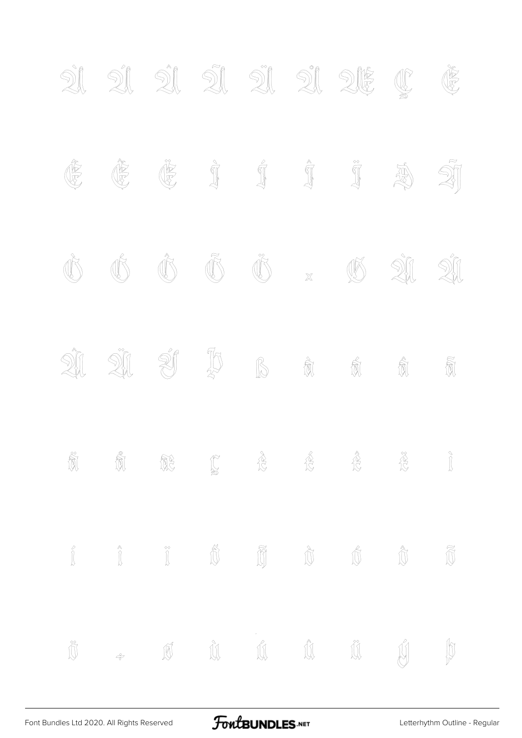À Á Â Ã Ä Å Æ Ç È

É Ê Ë Ì Í Î Ï Ð Ñ

Ò Ó Ô Õ Ö × Ø Ù Ú

Û Ü Ý Þ ß à á â ã

ä å æ ç è é ê ë ì

í î ï ð ñ ò ó ô õ

ö ÷ ø ù ú û ü ý þ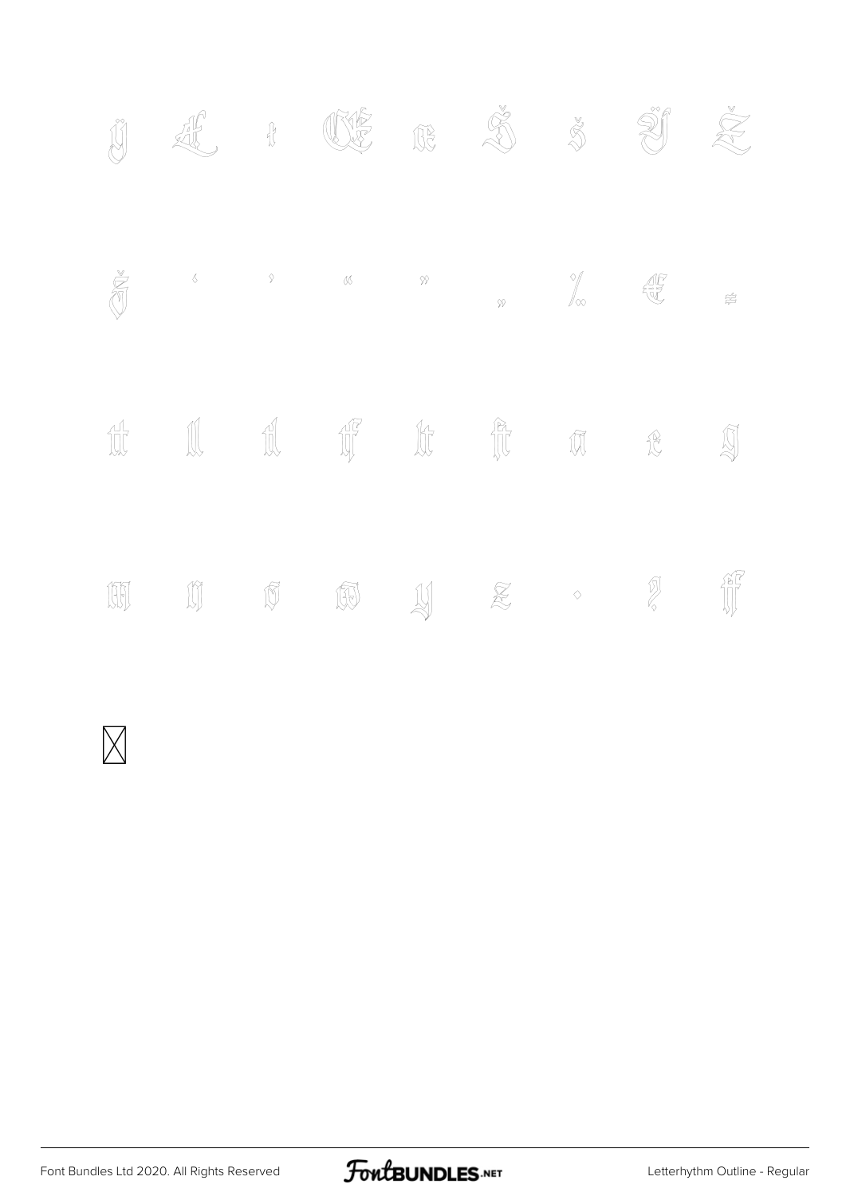ÿ Æ ‡ Œ œ Š š Ÿ Ž

ž ‹ › « » „ ‰ € ≠

ﬀ ﬁ ﬂ ﬃ ﬄ ⊠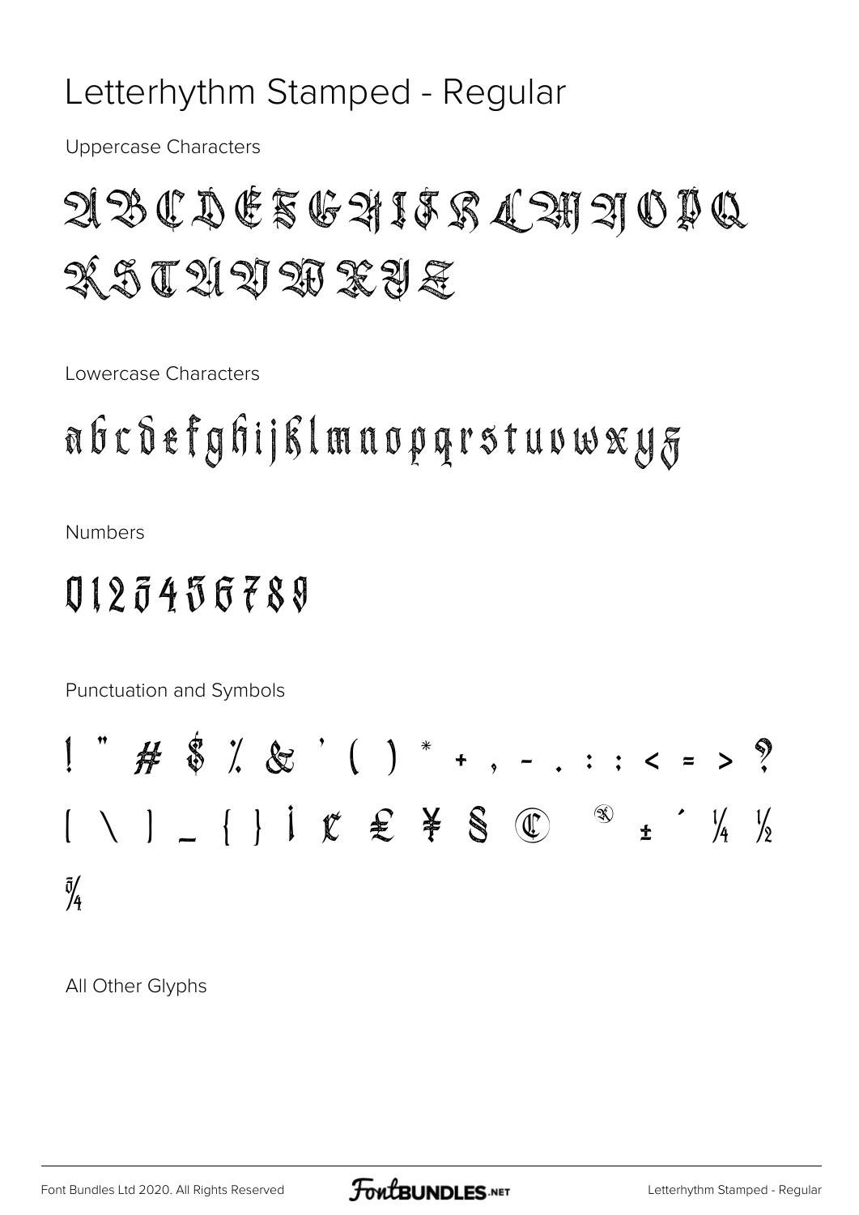# Letterhythm Stamped - Regular

Uppercase Characters

A B C D E F G H I J K L M N O P Q
R S T U V W X Y Z

Lowercase Characters

a b c d e f g h i j k l m n o p q r s t u v w x y z

Numbers

0 1 2 3 4 5 6 7 8 9

Punctuation and Symbols

! " # $ % & ' ( ) * + , - . : ; < = > ?
[ \ ] _ { } ¡ ¢ £ ¥ § © ® ± ´ ¼ ½
¾

All Other Glyphs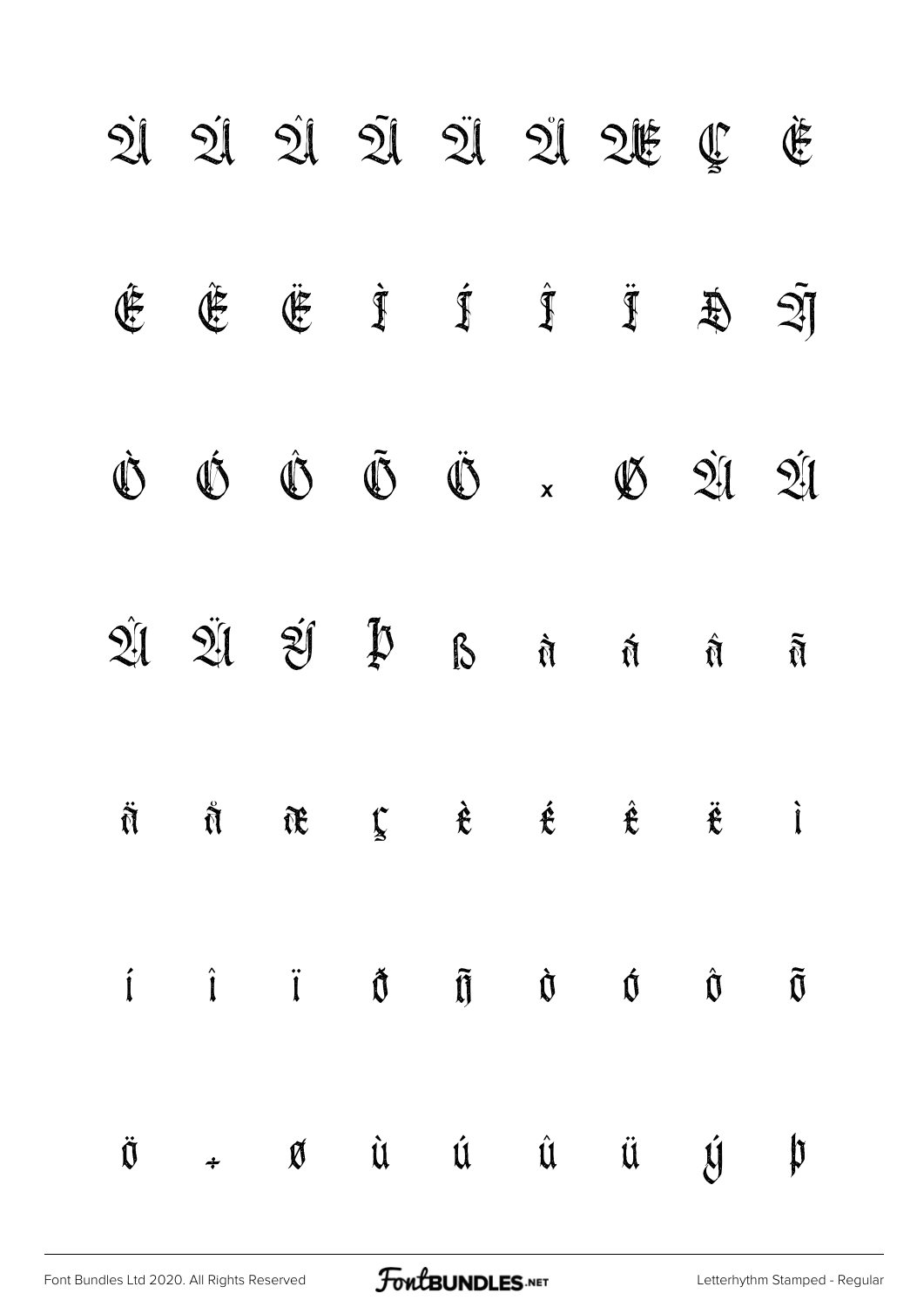À Á Â Ã Ä Å Æ Ç È

É Ê Ë Ì Í Î Ï Ð Ñ

Ò Ó Ô Õ Ö × Ø Ù Ú

Û Ü Ý Þ ß à á â ã

ä å æ ç è é ê ë ì

í î ï ð ñ ò ó ô õ

ö ÷ ø ù ú û ü ý þ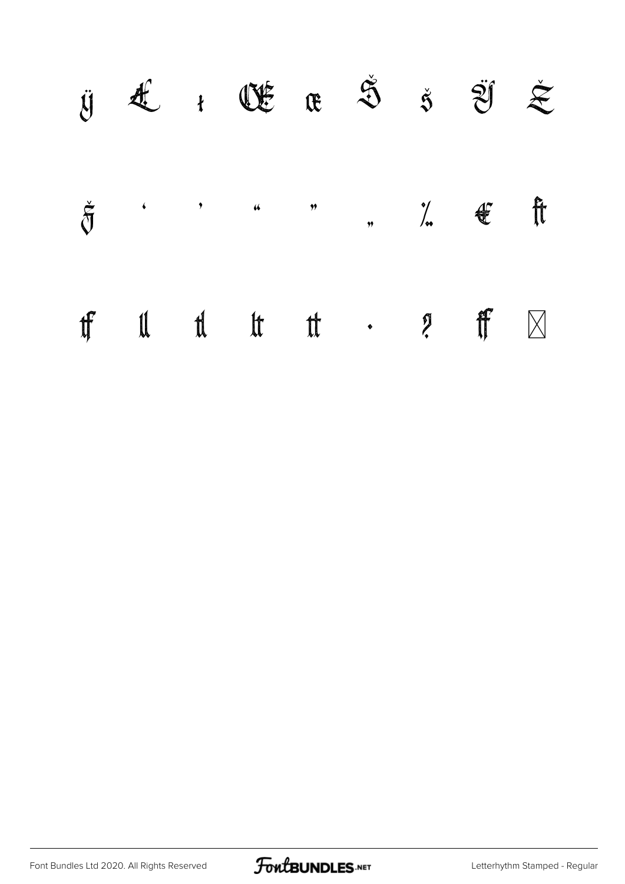ÿ Æ ł Œ œ Š š Ÿ Ž

ž ‘ ’ “ ” „ ‰ € ft

tf ll tl lt tt · ? ff ☒